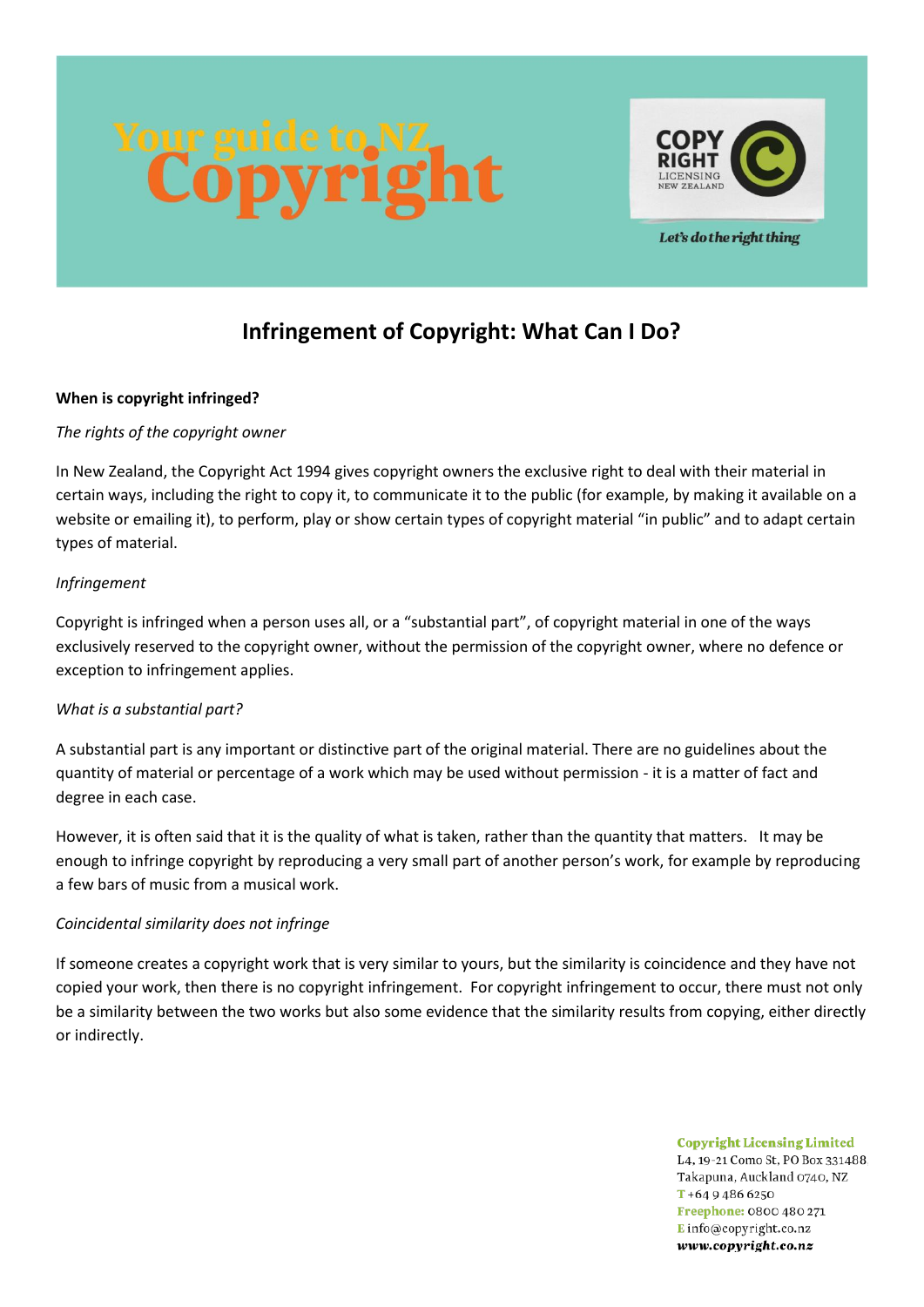# Your guide to NZ Copyright

COPY RIGHT LICENSING NEW ZEALAND

*Let's do the right thing*

## Infringement of Copyright: What Can I Do?

**When is copyright infringed?**

*The rights of the copyright owner*

In New Zealand, the Copyright Act 1994 gives copyright owners the exclusive right to deal with their material in certain ways, including the right to copy it, to communicate it to the public (for example, by making it available on a website or emailing it), to perform, play or show certain types of copyright material "in public" and to adapt certain types of material.

*Infringement*

Copyright is infringed when a person uses all, or a "substantial part", of copyright material in one of the ways exclusively reserved to the copyright owner, without the permission of the copyright owner, where no defence or exception to infringement applies.

*What is a substantial part?*

A substantial part is any important or distinctive part of the original material. There are no guidelines about the quantity of material or percentage of a work which may be used without permission - it is a matter of fact and degree in each case.

However, it is often said that it is the quality of what is taken, rather than the quantity that matters. It may be enough to infringe copyright by reproducing a very small part of another person's work, for example by reproducing a few bars of music from a musical work.

*Coincidental similarity does not infringe*

If someone creates a copyright work that is very similar to yours, but the similarity is coincidence and they have not copied your work, then there is no copyright infringement. For copyright infringement to occur, there must not only be a similarity between the two works but also some evidence that the similarity results from copying, either directly or indirectly.

**Copyright Licensing Limited**
L4, 19-21 Como St, PO Box 331488
Takapuna, Auckland 0740, NZ
T +64 9 486 6250
Freephone: 0800 480 271
E info@copyright.co.nz
*www.copyright.co.nz*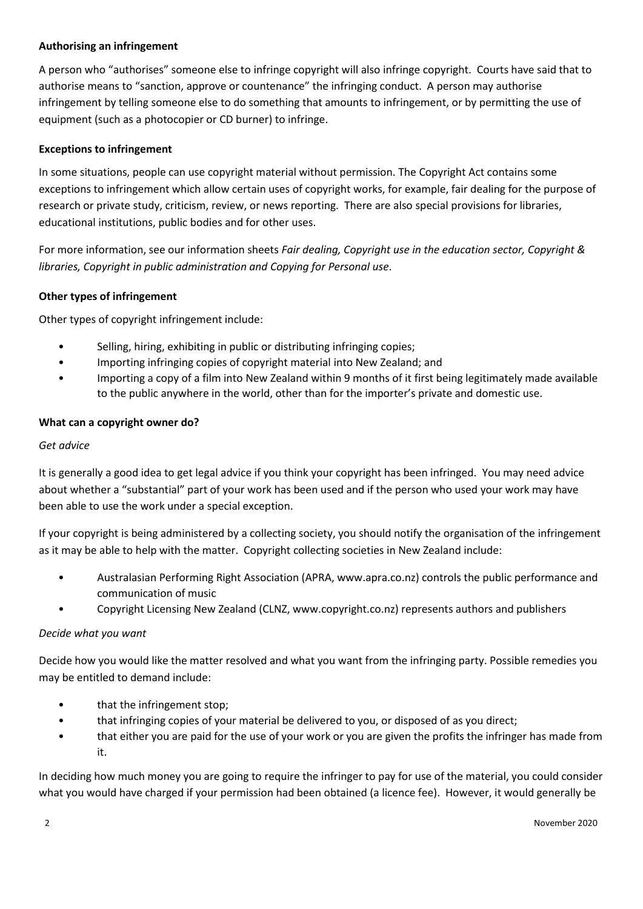**Authorising an infringement**

A person who "authorises" someone else to infringe copyright will also infringe copyright. Courts have said that to authorise means to "sanction, approve or countenance" the infringing conduct. A person may authorise infringement by telling someone else to do something that amounts to infringement, or by permitting the use of equipment (such as a photocopier or CD burner) to infringe.

**Exceptions to infringement**

In some situations, people can use copyright material without permission. The Copyright Act contains some exceptions to infringement which allow certain uses of copyright works, for example, fair dealing for the purpose of research or private study, criticism, review, or news reporting. There are also special provisions for libraries, educational institutions, public bodies and for other uses.

For more information, see our information sheets *Fair dealing, Copyright use in the education sector, Copyright & libraries, Copyright in public administration and Copying for Personal use*.

**Other types of infringement**

Other types of copyright infringement include:

- Selling, hiring, exhibiting in public or distributing infringing copies;
- Importing infringing copies of copyright material into New Zealand; and
- Importing a copy of a film into New Zealand within 9 months of it first being legitimately made available to the public anywhere in the world, other than for the importer's private and domestic use.

**What can a copyright owner do?**

*Get advice*

It is generally a good idea to get legal advice if you think your copyright has been infringed. You may need advice about whether a "substantial" part of your work has been used and if the person who used your work may have been able to use the work under a special exception.

If your copyright is being administered by a collecting society, you should notify the organisation of the infringement as it may be able to help with the matter. Copyright collecting societies in New Zealand include:

- Australasian Performing Right Association (APRA, www.apra.co.nz) controls the public performance and communication of music
- Copyright Licensing New Zealand (CLNZ, www.copyright.co.nz) represents authors and publishers

*Decide what you want*

Decide how you would like the matter resolved and what you want from the infringing party. Possible remedies you may be entitled to demand include:

- that the infringement stop;
- that infringing copies of your material be delivered to you, or disposed of as you direct;
- that either you are paid for the use of your work or you are given the profits the infringer has made from it.

In deciding how much money you are going to require the infringer to pay for use of the material, you could consider what you would have charged if your permission had been obtained (a licence fee). However, it would generally be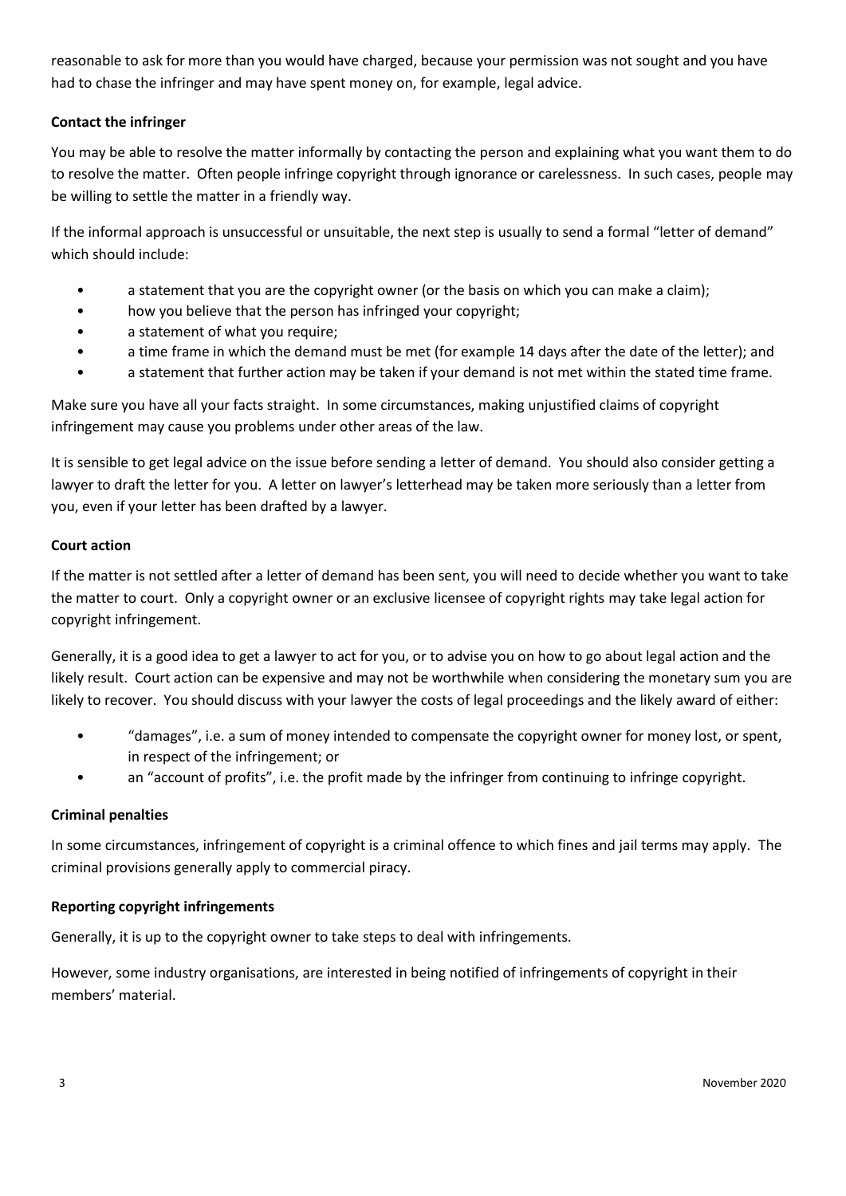reasonable to ask for more than you would have charged, because your permission was not sought and you have had to chase the infringer and may have spent money on, for example, legal advice.

### Contact the infringer

You may be able to resolve the matter informally by contacting the person and explaining what you want them to do to resolve the matter. Often people infringe copyright through ignorance or carelessness. In such cases, people may be willing to settle the matter in a friendly way.

If the informal approach is unsuccessful or unsuitable, the next step is usually to send a formal "letter of demand" which should include:

- a statement that you are the copyright owner (or the basis on which you can make a claim);
- how you believe that the person has infringed your copyright;
- a statement of what you require;
- a time frame in which the demand must be met (for example 14 days after the date of the letter); and
- a statement that further action may be taken if your demand is not met within the stated time frame.

Make sure you have all your facts straight. In some circumstances, making unjustified claims of copyright infringement may cause you problems under other areas of the law.

It is sensible to get legal advice on the issue before sending a letter of demand. You should also consider getting a lawyer to draft the letter for you. A letter on lawyer's letterhead may be taken more seriously than a letter from you, even if your letter has been drafted by a lawyer.

### Court action

If the matter is not settled after a letter of demand has been sent, you will need to decide whether you want to take the matter to court. Only a copyright owner or an exclusive licensee of copyright rights may take legal action for copyright infringement.

Generally, it is a good idea to get a lawyer to act for you, or to advise you on how to go about legal action and the likely result. Court action can be expensive and may not be worthwhile when considering the monetary sum you are likely to recover. You should discuss with your lawyer the costs of legal proceedings and the likely award of either:

- "damages", i.e. a sum of money intended to compensate the copyright owner for money lost, or spent, in respect of the infringement; or
- an "account of profits", i.e. the profit made by the infringer from continuing to infringe copyright.

### Criminal penalties

In some circumstances, infringement of copyright is a criminal offence to which fines and jail terms may apply. The criminal provisions generally apply to commercial piracy.

### Reporting copyright infringements

Generally, it is up to the copyright owner to take steps to deal with infringements.

However, some industry organisations, are interested in being notified of infringements of copyright in their members' material.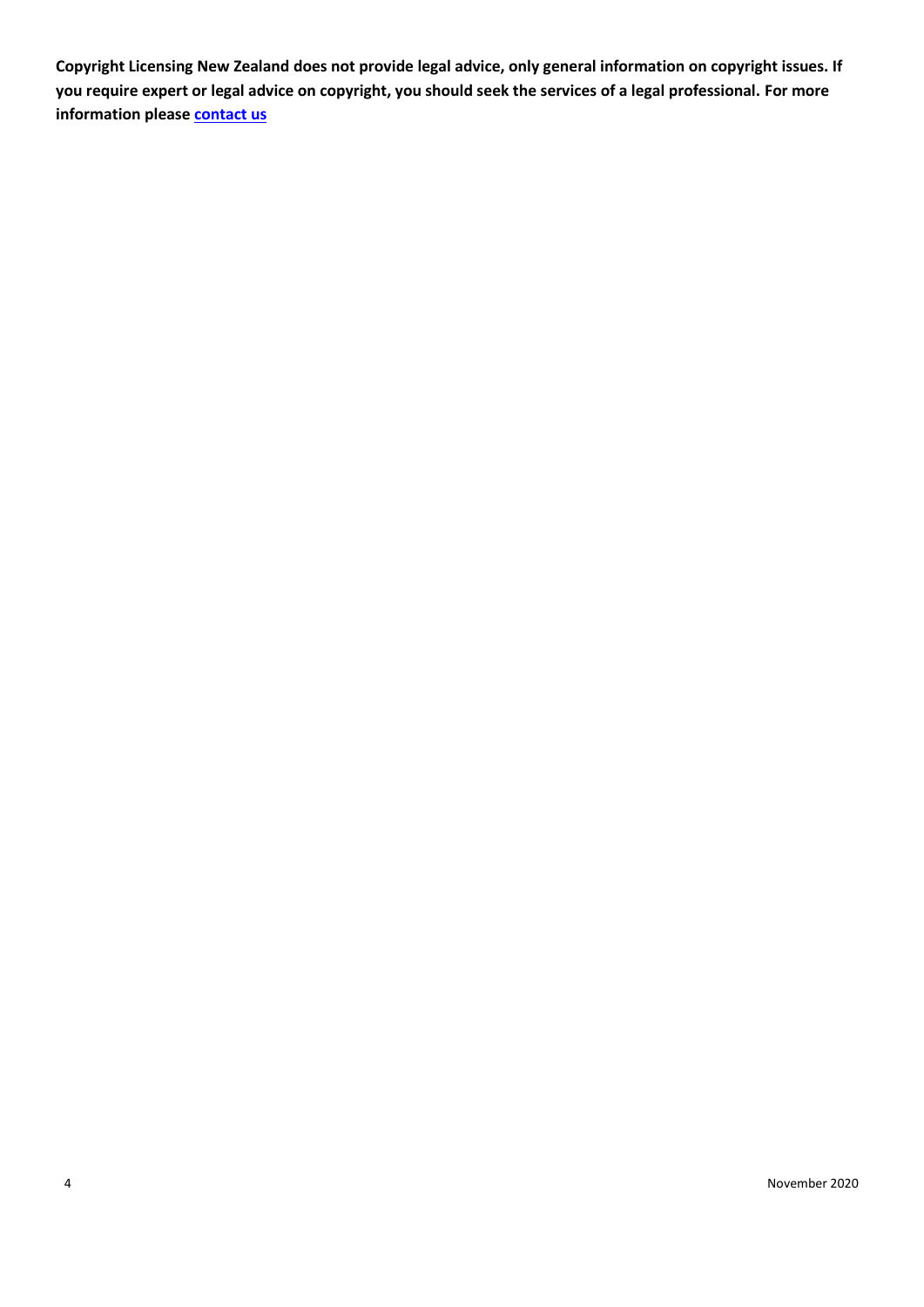**Copyright Licensing New Zealand does not provide legal advice, only general information on copyright issues. If you require expert or legal advice on copyright, you should seek the services of a legal professional. For more information please contact us**